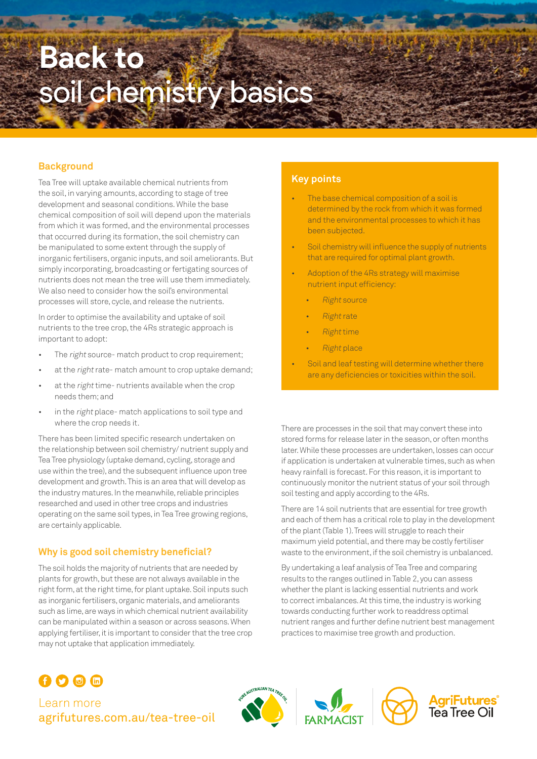# Back to soil chemistry basics

## Background

Tea Tree will uptake available chemical nutrients from the soil, in varying amounts, according to stage of tree development and seasonal conditions. While the base chemical composition of soil will depend upon the materials from which it was formed, and the environmental processes that occurred during its formation, the soil chemistry can be manipulated to some extent through the supply of inorganic fertilisers, organic inputs, and soil ameliorants. But simply incorporating, broadcasting or fertigating sources of nutrients does not mean the tree will use them immediately. We also need to consider how the soil's environmental processes will store, cycle, and release the nutrients.

In order to optimise the availability and uptake of soil nutrients to the tree crop, the 4Rs strategic approach is important to adopt:

- The *right* source- match product to crop requirement;
- at the *right* rate- match amount to crop uptake demand;
- at the *right* time- nutrients available when the crop needs them; and
- in the *right* place- match applications to soil type and where the crop needs it.

There has been limited specific research undertaken on the relationship between soil chemistry/ nutrient supply and Tea Tree physiology (uptake demand, cycling, storage and use within the tree), and the subsequent influence upon tree development and growth. This is an area that will develop as the industry matures. In the meantime, reliable principles researched and used in other tree crops and industries operating on the same soil types, in Tea Tree growing regions, are certainly applicable.

## Why is good soil chemistry beneficial?

The soil holds the majority of nutrients that are needed by plants for growth, but these are not always available in the right form, at the right time, for plant uptake. Soil inputs such as inorganic fertilisers, organic materials, and ameliorants such as lime, are ways in which chemical nutrient availability can be manipulated within a season or across seasons. When applying fertiliser, it is important to consider that the tree crop may not uptake that application immediately.

### Key points

- The base chemical composition of a soil is determined by the rock from which it was formed and the environmental processes to which it has been subjected.
- Soil chemistry will influence the supply of nutrients that are required for optimal plant growth.
- Adoption of the 4Rs strategy will maximise nutrient input efficiency:
  - *Right* source
  - *Right* rate
  - *Right* time
  - *Right* place
- Soil and leaf testing will determine whether there are any deficiencies or toxicities within the soil.

There are processes in the soil that may convert these into stored forms for release later in the season, or often months later. While these processes are undertaken, losses can occur if application is undertaken at vulnerable times, such as when heavy rainfall is forecast. For this reason, it is important to continuously monitor the nutrient status of your soil through soil testing and apply according to the 4Rs.

There are 14 soil nutrients that are essential for tree growth and each of them has a critical role to play in the development of the plant (Table 1). Trees will struggle to reach their maximum yield potential, and there may be costly fertiliser waste to the environment, if the soil chemistry is unbalanced.

By undertaking a leaf analysis of Tea Tree and comparing results to the ranges outlined in Table 2, you can assess whether the plant is lacking essential nutrients and work to correct imbalances. At this time, the industry is working towards conducting further work to readdress optimal nutrient ranges and further define nutrient best management practices to maximise tree growth and production.

Learn more
agrifutures.com.au/tea-tree-oil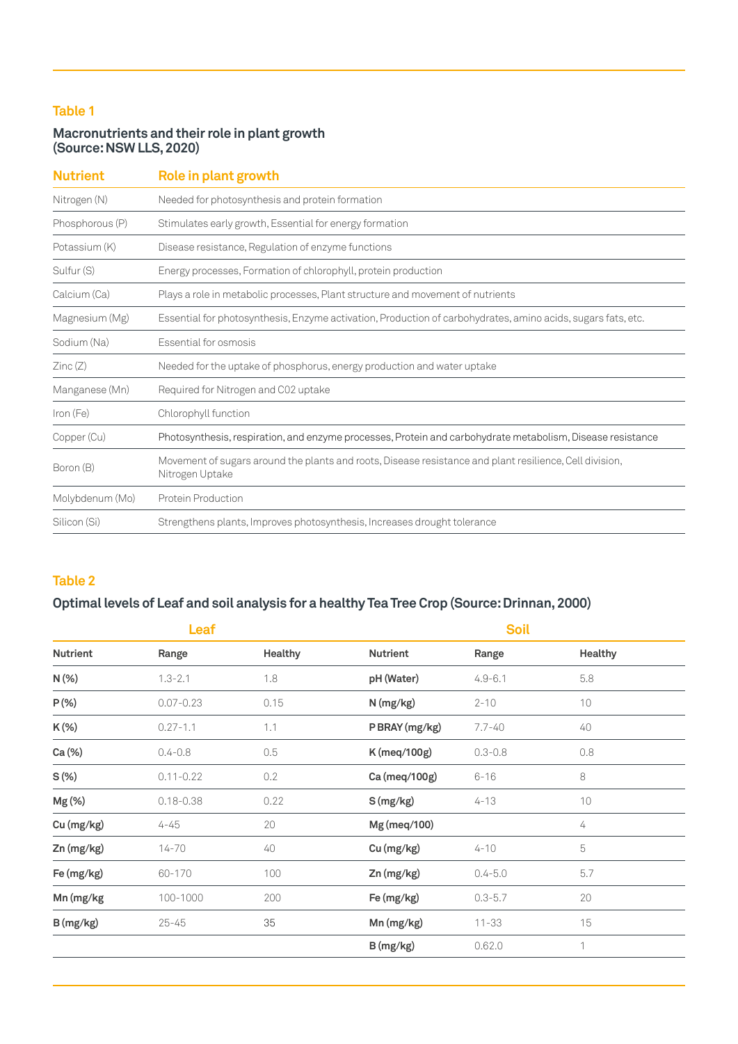## Table 1

### Macronutrients and their role in plant growth (Source: NSW LLS, 2020)

| Nutrient | Role in plant growth |
|---|---|
| Nitrogen (N) | Needed for photosynthesis and protein formation |
| Phosphorous (P) | Stimulates early growth, Essential for energy formation |
| Potassium (K) | Disease resistance, Regulation of enzyme functions |
| Sulfur (S) | Energy processes, Formation of chlorophyll, protein production |
| Calcium (Ca) | Plays a role in metabolic processes, Plant structure and movement of nutrients |
| Magnesium (Mg) | Essential for photosynthesis, Enzyme activation, Production of carbohydrates, amino acids, sugars fats, etc. |
| Sodium (Na) | Essential for osmosis |
| Zinc (Z) | Needed for the uptake of phosphorus, energy production and water uptake |
| Manganese (Mn) | Required for Nitrogen and C02 uptake |
| Iron (Fe) | Chlorophyll function |
| Copper (Cu) | Photosynthesis, respiration, and enzyme processes, Protein and carbohydrate metabolism, Disease resistance |
| Boron (B) | Movement of sugars around the plants and roots, Disease resistance and plant resilience, Cell division, Nitrogen Uptake |
| Molybdenum (Mo) | Protein Production |
| Silicon (Si) | Strengthens plants, Improves photosynthesis, Increases drought tolerance |

## Table 2

### Optimal levels of Leaf and soil analysis for a healthy Tea Tree Crop (Source: Drinnan, 2000)

| Leaf | | | Soil | | |
|---|---|---|---|---|---|
| **Nutrient** | **Range** | **Healthy** | **Nutrient** | **Range** | **Healthy** |
| **N (%)** | 1.3-2.1 | 1.8 | **pH (Water)** | 4.9-6.1 | 5.8 |
| **P (%)** | 0.07-0.23 | 0.15 | **N (mg/kg)** | 2-10 | 10 |
| **K (%)** | 0.27-1.1 | 1.1 | **P BRAY (mg/kg)** | 7.7-40 | 40 |
| **Ca (%)** | 0.4-0.8 | 0.5 | **K (meq/100g)** | 0.3-0.8 | 0.8 |
| **S (%)** | 0.11-0.22 | 0.2 | **Ca (meq/100g)** | 6-16 | 8 |
| **Mg (%)** | 0.18-0.38 | 0.22 | **S (mg/kg)** | 4-13 | 10 |
| **Cu (mg/kg)** | 4-45 | 20 | **Mg (meq/100)** | | 4 |
| **Zn (mg/kg)** | 14-70 | 40 | **Cu (mg/kg)** | 4-10 | 5 |
| **Fe (mg/kg)** | 60-170 | 100 | **Zn (mg/kg)** | 0.4-5.0 | 5.7 |
| **Mn (mg/kg** | 100-1000 | 200 | **Fe (mg/kg)** | 0.3-5.7 | 20 |
| **B (mg/kg)** | 25-45 | 35 | **Mn (mg/kg)** | 11-33 | 15 |
| | | | **B (mg/kg)** | 0.62.0 | 1 |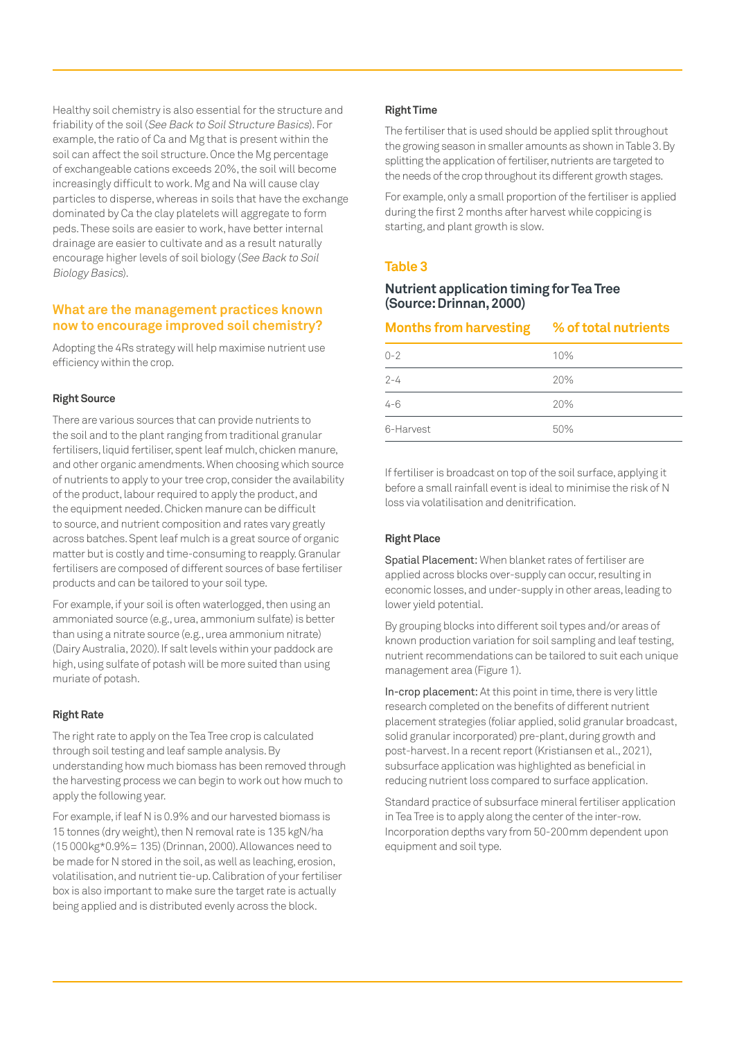Healthy soil chemistry is also essential for the structure and friability of the soil (*See Back to Soil Structure Basics*). For example, the ratio of Ca and Mg that is present within the soil can affect the soil structure. Once the Mg percentage of exchangeable cations exceeds 20%, the soil will become increasingly difficult to work. Mg and Na will cause clay particles to disperse, whereas in soils that have the exchange dominated by Ca the clay platelets will aggregate to form peds. These soils are easier to work, have better internal drainage are easier to cultivate and as a result naturally encourage higher levels of soil biology (*See Back to Soil Biology Basics*).

## What are the management practices known now to encourage improved soil chemistry?

Adopting the 4Rs strategy will help maximise nutrient use efficiency within the crop.

**Right Source**

There are various sources that can provide nutrients to the soil and to the plant ranging from traditional granular fertilisers, liquid fertiliser, spent leaf mulch, chicken manure, and other organic amendments. When choosing which source of nutrients to apply to your tree crop, consider the availability of the product, labour required to apply the product, and the equipment needed. Chicken manure can be difficult to source, and nutrient composition and rates vary greatly across batches. Spent leaf mulch is a great source of organic matter but is costly and time-consuming to reapply. Granular fertilisers are composed of different sources of base fertiliser products and can be tailored to your soil type.

For example, if your soil is often waterlogged, then using an ammoniated source (e.g., urea, ammonium sulfate) is better than using a nitrate source (e.g., urea ammonium nitrate) (Dairy Australia, 2020). If salt levels within your paddock are high, using sulfate of potash will be more suited than using muriate of potash.

**Right Rate**

The right rate to apply on the Tea Tree crop is calculated through soil testing and leaf sample analysis. By understanding how much biomass has been removed through the harvesting process we can begin to work out how much to apply the following year.

For example, if leaf N is 0.9% and our harvested biomass is 15 tonnes (dry weight), then N removal rate is 135 kgN/ha (15 000kg*0.9%= 135) (Drinnan, 2000). Allowances need to be made for N stored in the soil, as well as leaching, erosion, volatilisation, and nutrient tie-up. Calibration of your fertiliser box is also important to make sure the target rate is actually being applied and is distributed evenly across the block.

**Right Time**

The fertiliser that is used should be applied split throughout the growing season in smaller amounts as shown in Table 3. By splitting the application of fertiliser, nutrients are targeted to the needs of the crop throughout its different growth stages.

For example, only a small proportion of the fertiliser is applied during the first 2 months after harvest while coppicing is starting, and plant growth is slow.

### Table 3

### Nutrient application timing for Tea Tree (Source: Drinnan, 2000)

| Months from harvesting | % of total nutrients |
|---|---|
| 0-2 | 10% |
| 2-4 | 20% |
| 4-6 | 20% |
| 6-Harvest | 50% |

If fertiliser is broadcast on top of the soil surface, applying it before a small rainfall event is ideal to minimise the risk of N loss via volatilisation and denitrification.

**Right Place**

Spatial Placement: When blanket rates of fertiliser are applied across blocks over-supply can occur, resulting in economic losses, and under-supply in other areas, leading to lower yield potential.

By grouping blocks into different soil types and/or areas of known production variation for soil sampling and leaf testing, nutrient recommendations can be tailored to suit each unique management area (Figure 1).

In-crop placement: At this point in time, there is very little research completed on the benefits of different nutrient placement strategies (foliar applied, solid granular broadcast, solid granular incorporated) pre-plant, during growth and post-harvest. In a recent report (Kristiansen et al., 2021), subsurface application was highlighted as beneficial in reducing nutrient loss compared to surface application.

Standard practice of subsurface mineral fertiliser application in Tea Tree is to apply along the center of the inter-row. Incorporation depths vary from 50-200mm dependent upon equipment and soil type.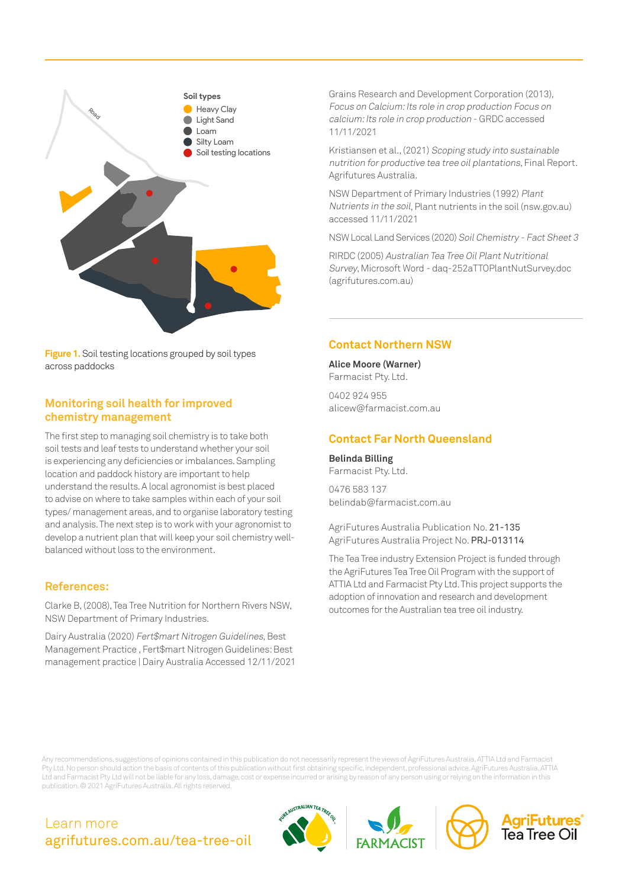Soil types

Heavy Clay

Light Sand

Loam

Silty Loam

Soil testing locations

Road

**Figure 1.** Soil testing locations grouped by soil types across paddocks

## Monitoring soil health for improved chemistry management

The first step to managing soil chemistry is to take both soil tests and leaf tests to understand whether your soil is experiencing any deficiencies or imbalances. Sampling location and paddock history are important to help understand the results. A local agronomist is best placed to advise on where to take samples within each of your soil types/ management areas, and to organise laboratory testing and analysis. The next step is to work with your agronomist to develop a nutrient plan that will keep your soil chemistry well-balanced without loss to the environment.

## References:

Clarke B, (2008), Tea Tree Nutrition for Northern Rivers NSW, NSW Department of Primary Industries.

Dairy Australia (2020) *Fert$mart Nitrogen Guidelines*, Best Management Practice , Fert$mart Nitrogen Guidelines: Best management practice | Dairy Australia Accessed 12/11/2021

Grains Research and Development Corporation (2013), *Focus on Calcium: Its role in crop production Focus on calcium: Its role in crop production* - GRDC accessed 11/11/2021

Kristiansen et al., (2021) *Scoping study into sustainable nutrition for productive tea tree oil plantations*, Final Report. Agrifutures Australia.

NSW Department of Primary Industries (1992) *Plant Nutrients in the soil*, Plant nutrients in the soil (nsw.gov.au) accessed 11/11/2021

NSW Local Land Services (2020) *Soil Chemistry - Fact Sheet 3*

RIRDC (2005) *Australian Tea Tree Oil Plant Nutritional Survey*, Microsoft Word - daq-252aTTOPlantNutSurvey.doc (agrifutures.com.au)

## Contact Northern NSW

**Alice Moore (Warner)**
Farmacist Pty. Ltd.

0402 924 955
alicew@farmacist.com.au

## Contact Far North Queensland

**Belinda Billing**
Farmacist Pty. Ltd.

0476 583 137
belindab@farmacist.com.au

AgriFutures Australia Publication No. 21-135
AgriFutures Australia Project No. PRJ-013114

The Tea Tree industry Extension Project is funded through the AgriFutures Tea Tree Oil Program with the support of ATTIA Ltd and Farmacist Pty Ltd. This project supports the adoption of innovation and research and development outcomes for the Australian tea tree oil industry.

Any recommendations, suggestions of opinions contained in this publication do not necessarily represent the views of AgriFutures Australia, ATTIA Ltd and Farmacist Pty Ltd. No person should action the basis of contents of this publication without first obtaining specific, independent, professional advice. AgriFutures Australia, ATTIA Ltd and Farmacist Pty Ltd will not be liable for any loss, damage, cost or expense incurred or arising by reason of any person using or relying on the information in this publication. © 2021 AgriFutures Australia. All rights reserved.

Learn more
agrifutures.com.au/tea-tree-oil

PURE AUSTRALIAN TEA TREE OIL

FARMACIST

AgriFutures® Tea Tree Oil